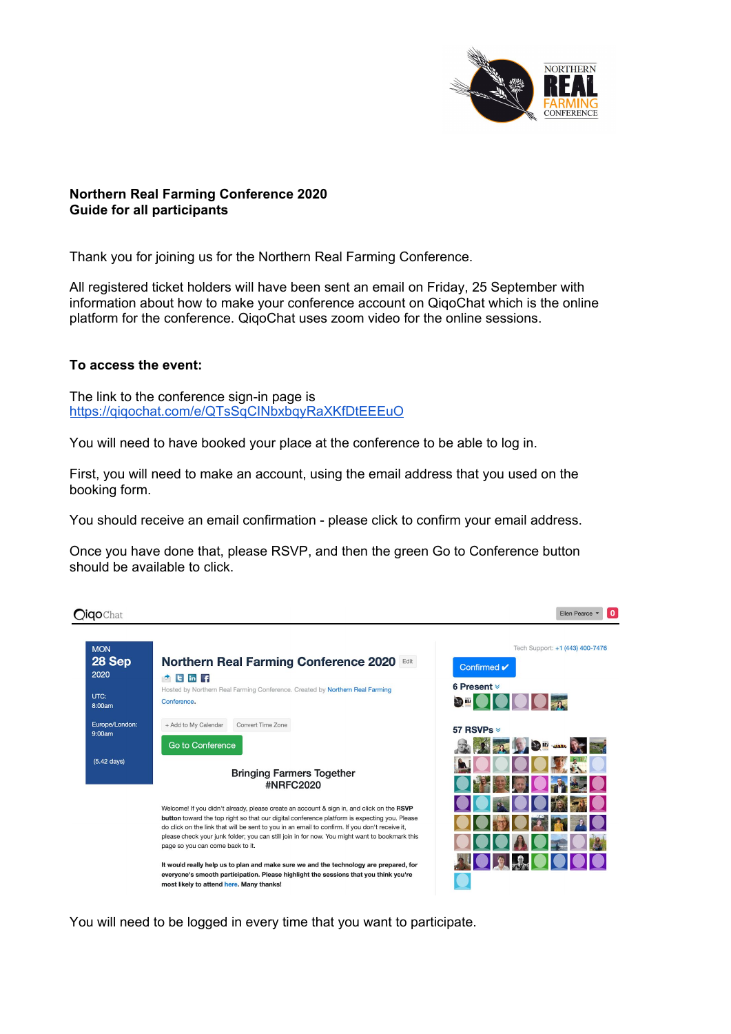**Northern Real Farming Conference 2020**
**Guide for all participants**

Thank you for joining us for the Northern Real Farming Conference.

All registered ticket holders will have been sent an email on Friday, 25 September with information about how to make your conference account on QiqoChat which is the online platform for the conference. QiqoChat uses zoom video for the online sessions.

**To access the event:**

The link to the conference sign-in page is
https://qiqochat.com/e/QTsSqCINbxbqyRaXKfDtEEEuO

You will need to have booked your place at the conference to be able to log in.

First, you will need to make an account, using the email address that you used on the booking form.

You should receive an email confirmation - please click to confirm your email address.

Once you have done that, please RSVP, and then the green Go to Conference button should be available to click.

You will need to be logged in every time that you want to participate.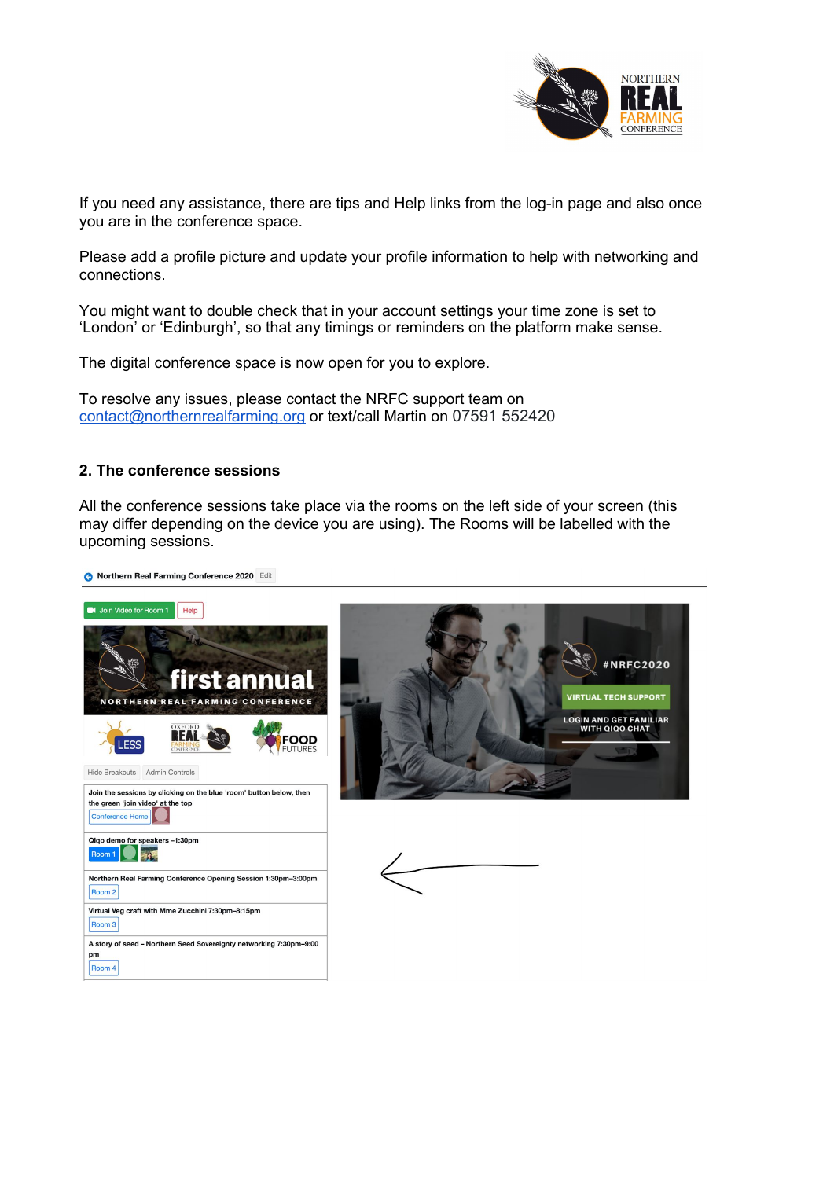If you need any assistance, there are tips and Help links from the log-in page and also once you are in the conference space.

Please add a profile picture and update your profile information to help with networking and connections.

You might want to double check that in your account settings your time zone is set to 'London' or 'Edinburgh', so that any timings or reminders on the platform make sense.

The digital conference space is now open for you to explore.

To resolve any issues, please contact the NRFC support team on [contact@northernrealfarming.org](mailto:contact@northernrealfarming.org) or text/call Martin on 07591 552420

## 2. The conference sessions

All the conference sessions take place via the rooms on the left side of your screen (this may differ depending on the device you are using). The Rooms will be labelled with the upcoming sessions.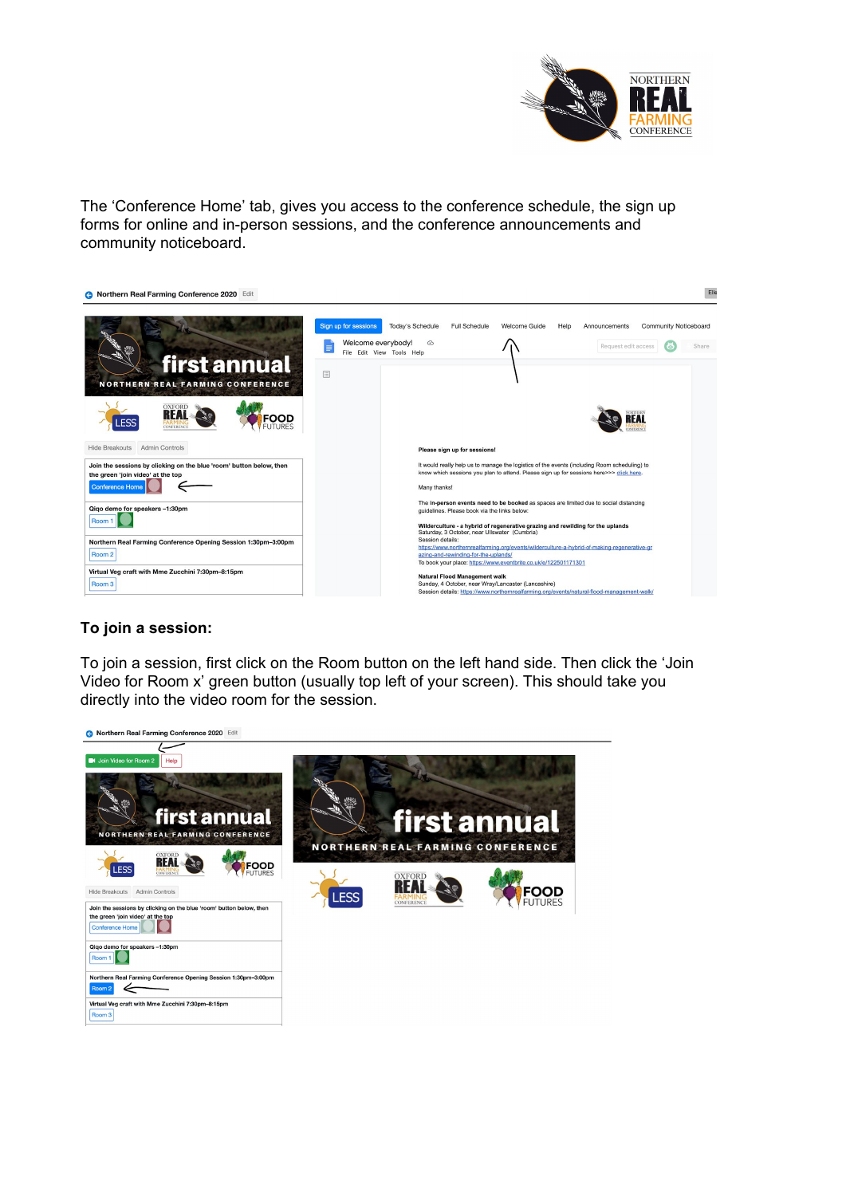The 'Conference Home' tab, gives you access to the conference schedule, the sign up forms for online and in-person sessions, and the conference announcements and community noticeboard.

**To join a session:**

To join a session, first click on the Room button on the left hand side. Then click the 'Join Video for Room x' green button (usually top left of your screen). This should take you directly into the video room for the session.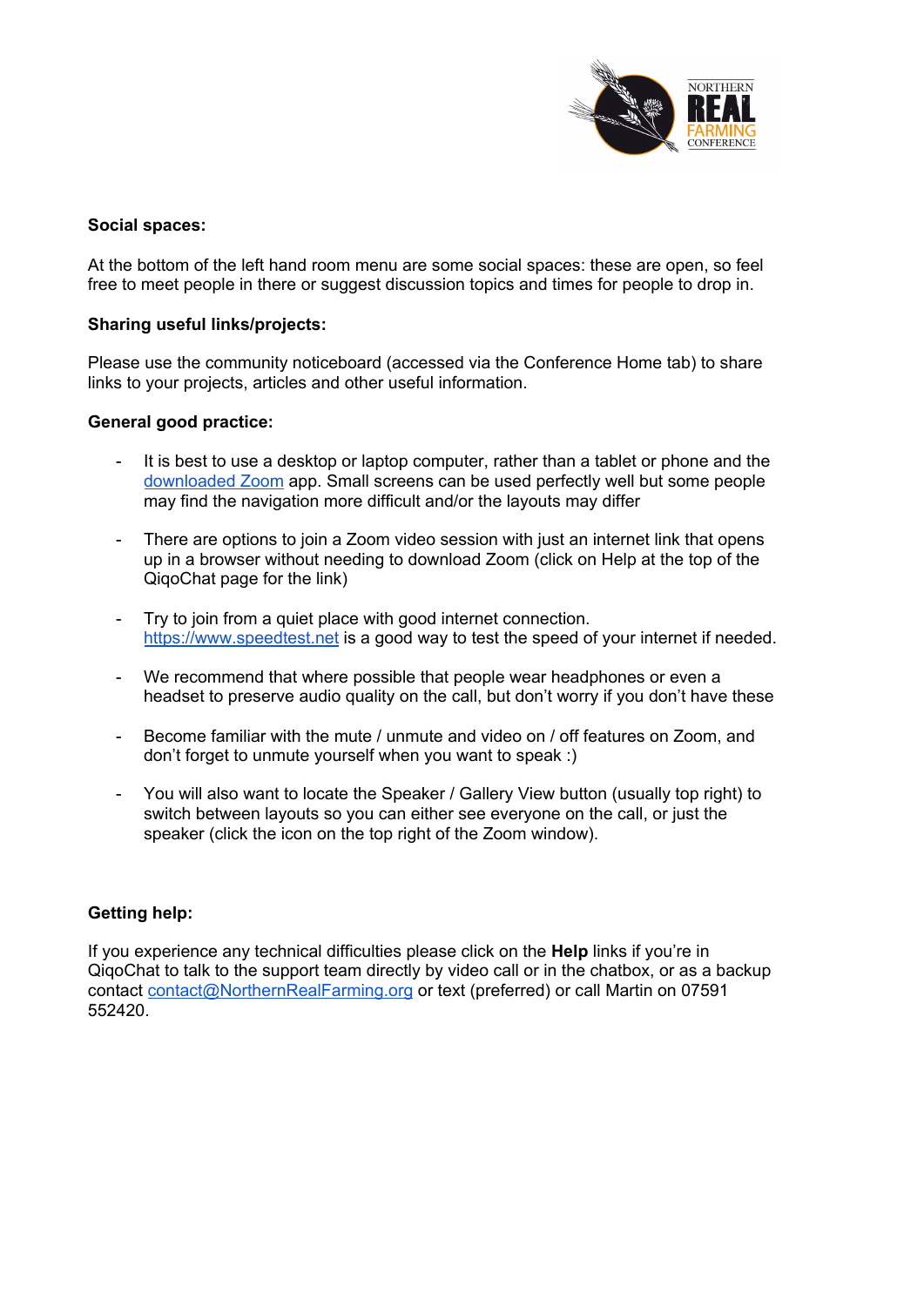**Social spaces:**

At the bottom of the left hand room menu are some social spaces: these are open, so feel free to meet people in there or suggest discussion topics and times for people to drop in.

**Sharing useful links/projects:**

Please use the community noticeboard (accessed via the Conference Home tab) to share links to your projects, articles and other useful information.

**General good practice:**

- It is best to use a desktop or laptop computer, rather than a tablet or phone and the downloaded Zoom app. Small screens can be used perfectly well but some people may find the navigation more difficult and/or the layouts may differ
- There are options to join a Zoom video session with just an internet link that opens up in a browser without needing to download Zoom (click on Help at the top of the QiqoChat page for the link)
- Try to join from a quiet place with good internet connection. https://www.speedtest.net is a good way to test the speed of your internet if needed.
- We recommend that where possible that people wear headphones or even a headset to preserve audio quality on the call, but don't worry if you don't have these
- Become familiar with the mute / unmute and video on / off features on Zoom, and don't forget to unmute yourself when you want to speak :)
- You will also want to locate the Speaker / Gallery View button (usually top right) to switch between layouts so you can either see everyone on the call, or just the speaker (click the icon on the top right of the Zoom window).

**Getting help:**

If you experience any technical difficulties please click on the **Help** links if you're in QiqoChat to talk to the support team directly by video call or in the chatbox, or as a backup contact contact@NorthernRealFarming.org or text (preferred) or call Martin on 07591 552420.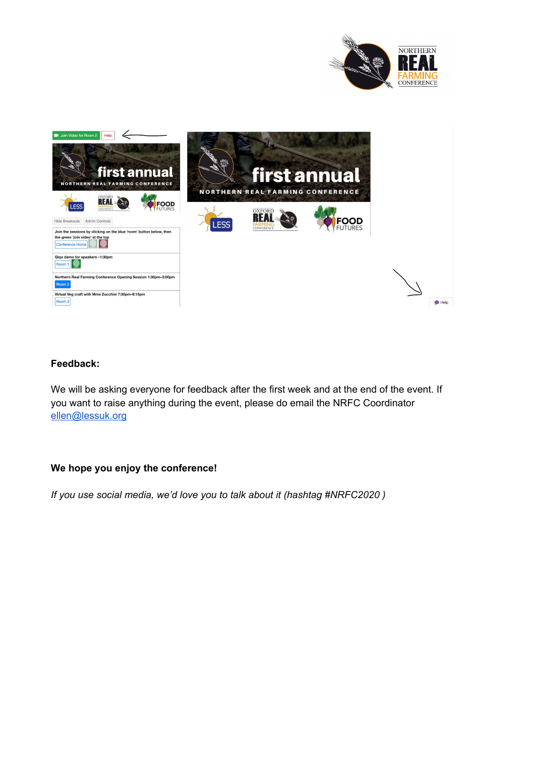**Feedback:**

We will be asking everyone for feedback after the first week and at the end of the event. If you want to raise anything during the event, please do email the NRFC Coordinator ellen@lessuk.org

**We hope you enjoy the conference!**

*If you use social media, we'd love you to talk about it (hashtag #NRFC2020 )*